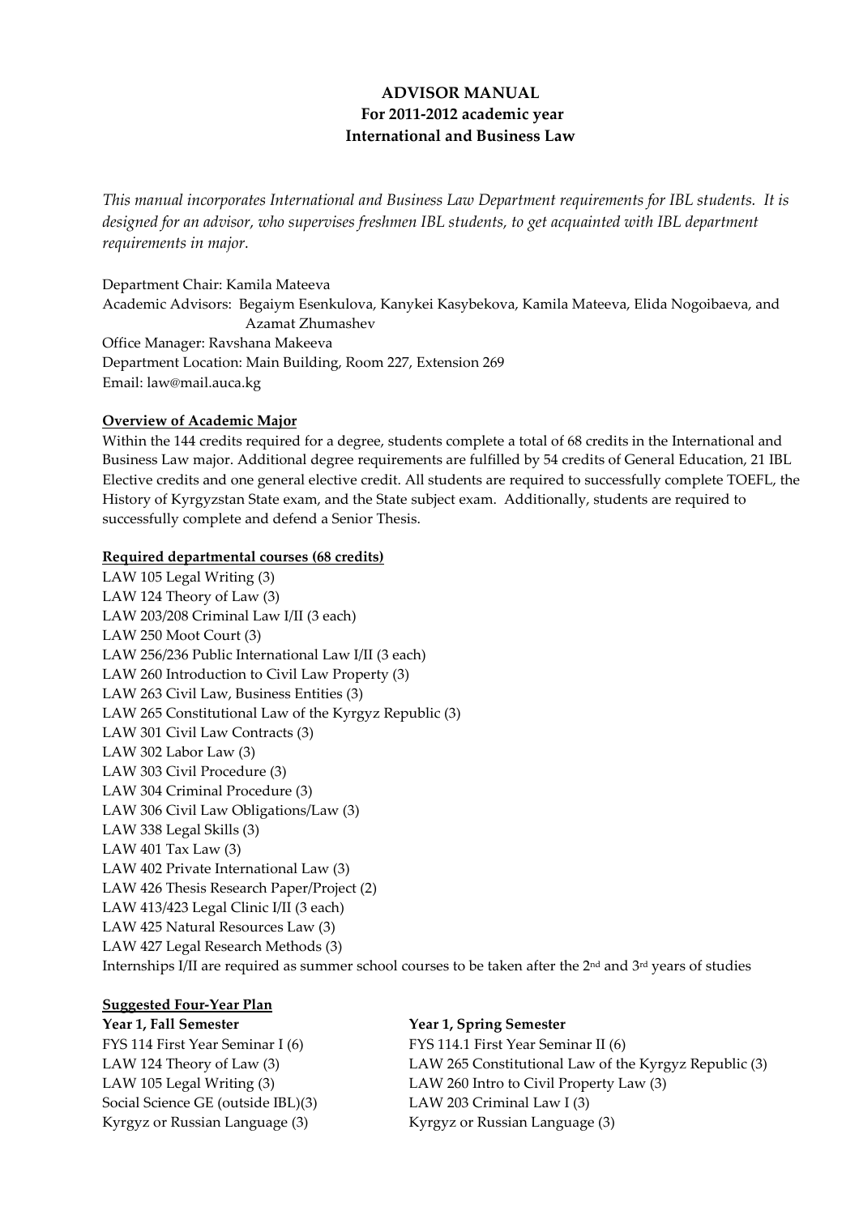# ADVISOR MANUAL
## For 2011-2012 academic year
## International and Business Law

*This manual incorporates International and Business Law Department requirements for IBL students. It is designed for an advisor, who supervises freshmen IBL students, to get acquainted with IBL department requirements in major.*

Department Chair: Kamila Mateeva
Academic Advisors: Begaiym Esenkulova, Kanykei Kasybekova, Kamila Mateeva, Elida Nogoibaeva, and Azamat Zhumashev
Office Manager: Ravshana Makeeva
Department Location: Main Building, Room 227, Extension 269
Email: law@mail.auca.kg

**Overview of Academic Major**

Within the 144 credits required for a degree, students complete a total of 68 credits in the International and Business Law major. Additional degree requirements are fulfilled by 54 credits of General Education, 21 IBL Elective credits and one general elective credit. All students are required to successfully complete TOEFL, the History of Kyrgyzstan State exam, and the State subject exam. Additionally, students are required to successfully complete and defend a Senior Thesis.

**Required departmental courses (68 credits)**

LAW 105 Legal Writing (3)
LAW 124 Theory of Law (3)
LAW 203/208 Criminal Law I/II (3 each)
LAW 250 Moot Court (3)
LAW 256/236 Public International Law I/II (3 each)
LAW 260 Introduction to Civil Law Property (3)
LAW 263 Civil Law, Business Entities (3)
LAW 265 Constitutional Law of the Kyrgyz Republic (3)
LAW 301 Civil Law Contracts (3)
LAW 302 Labor Law (3)
LAW 303 Civil Procedure (3)
LAW 304 Criminal Procedure (3)
LAW 306 Civil Law Obligations/Law (3)
LAW 338 Legal Skills (3)
LAW 401 Tax Law (3)
LAW 402 Private International Law (3)
LAW 426 Thesis Research Paper/Project (2)
LAW 413/423 Legal Clinic I/II (3 each)
LAW 425 Natural Resources Law (3)
LAW 427 Legal Research Methods (3)
Internships I/II are required as summer school courses to be taken after the 2nd and 3rd years of studies

**Suggested Four-Year Plan**

**Year 1, Fall Semester**
FYS 114 First Year Seminar I (6)
LAW 124 Theory of Law (3)
LAW 105 Legal Writing (3)
Social Science GE (outside IBL)(3)
Kyrgyz or Russian Language (3)

**Year 1, Spring Semester**
FYS 114.1 First Year Seminar II (6)
LAW 265 Constitutional Law of the Kyrgyz Republic (3)
LAW 260 Intro to Civil Property Law (3)
LAW 203 Criminal Law I (3)
Kyrgyz or Russian Language (3)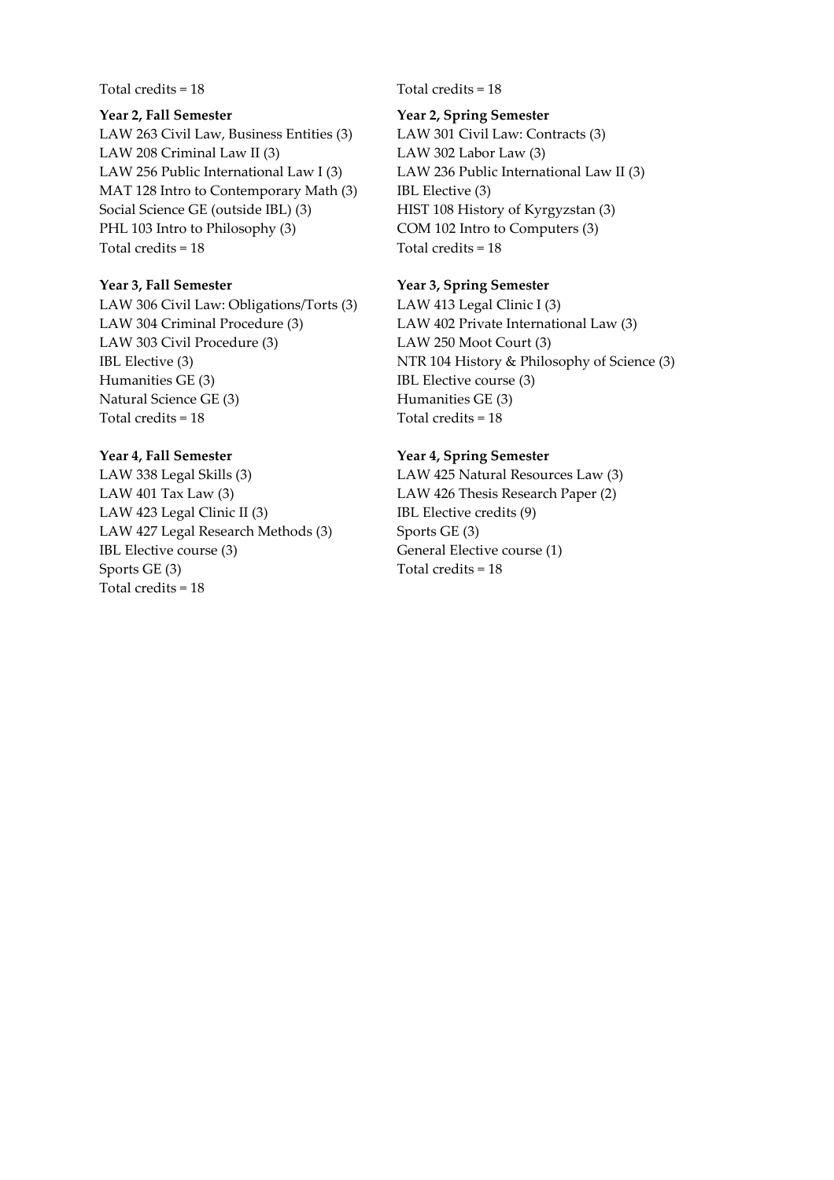Total credits = 18

Total credits = 18

**Year 2, Fall Semester**
LAW 263 Civil Law, Business Entities (3)
LAW 208 Criminal Law II (3)
LAW 256 Public International Law I (3)
MAT 128 Intro to Contemporary Math (3)
Social Science GE (outside IBL) (3)
PHL 103 Intro to Philosophy (3)
Total credits = 18

**Year 2, Spring Semester**
LAW 301 Civil Law: Contracts (3)
LAW 302 Labor Law (3)
LAW 236 Public International Law II (3)
IBL Elective (3)
HIST 108 History of Kyrgyzstan (3)
COM 102 Intro to Computers (3)
Total credits = 18

**Year 3, Fall Semester**
LAW 306 Civil Law: Obligations/Torts (3)
LAW 304 Criminal Procedure (3)
LAW 303 Civil Procedure (3)
IBL Elective (3)
Humanities GE (3)
Natural Science GE (3)
Total credits = 18

**Year 3, Spring Semester**
LAW 413 Legal Clinic I (3)
LAW 402 Private International Law (3)
LAW 250 Moot Court (3)
NTR 104 History & Philosophy of Science (3)
IBL Elective course (3)
Humanities GE (3)
Total credits = 18

**Year 4, Fall Semester**
LAW 338 Legal Skills (3)
LAW 401 Tax Law (3)
LAW 423 Legal Clinic II (3)
LAW 427 Legal Research Methods (3)
IBL Elective course (3)
Sports GE (3)
Total credits = 18

**Year 4, Spring Semester**
LAW 425 Natural Resources Law (3)
LAW 426 Thesis Research Paper (2)
IBL Elective credits (9)
Sports GE (3)
General Elective course (1)
Total credits = 18